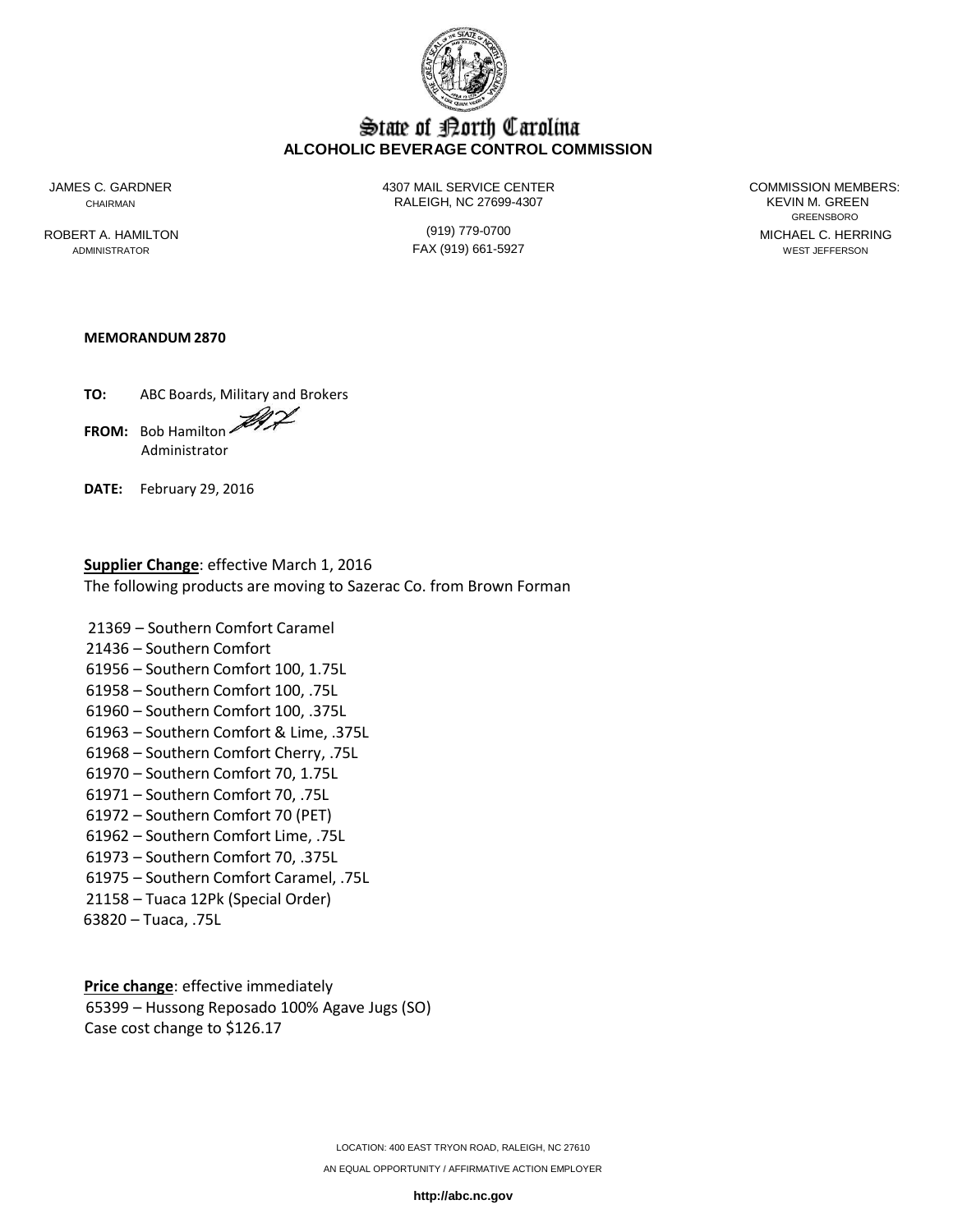# State of North Carolina
## ALCOHOLIC BEVERAGE CONTROL COMMISSION

JAMES C. GARDNER
CHAIRMAN

ROBERT A. HAMILTON
ADMINISTRATOR

4307 MAIL SERVICE CENTER
RALEIGH, NC 27699-4307

(919) 779-0700
FAX (919) 661-5927

COMMISSION MEMBERS:
KEVIN M. GREEN
GREENSBORO
MICHAEL C. HERRING
WEST JEFFERSON

**MEMORANDUM 2870**

**TO:** ABC Boards, Military and Brokers

**FROM:** Bob Hamilton
Administrator

**DATE:** February 29, 2016

**Supplier Change**: effective March 1, 2016
The following products are moving to Sazerac Co. from Brown Forman

21369 – Southern Comfort Caramel
21436 – Southern Comfort
61956 – Southern Comfort 100, 1.75L
61958 – Southern Comfort 100, .75L
61960 – Southern Comfort 100, .375L
61963 – Southern Comfort & Lime, .375L
61968 – Southern Comfort Cherry, .75L
61970 – Southern Comfort 70, 1.75L
61971 – Southern Comfort 70, .75L
61972 – Southern Comfort 70 (PET)
61962 – Southern Comfort Lime, .75L
61973 – Southern Comfort 70, .375L
61975 – Southern Comfort Caramel, .75L
21158 – Tuaca 12Pk (Special Order)
63820 – Tuaca, .75L

**Price change**: effective immediately
65399 – Hussong Reposado 100% Agave Jugs (SO)
Case cost change to $126.17

LOCATION: 400 EAST TRYON ROAD, RALEIGH, NC 27610

AN EQUAL OPPORTUNITY / AFFIRMATIVE ACTION EMPLOYER

**http://abc.nc.gov**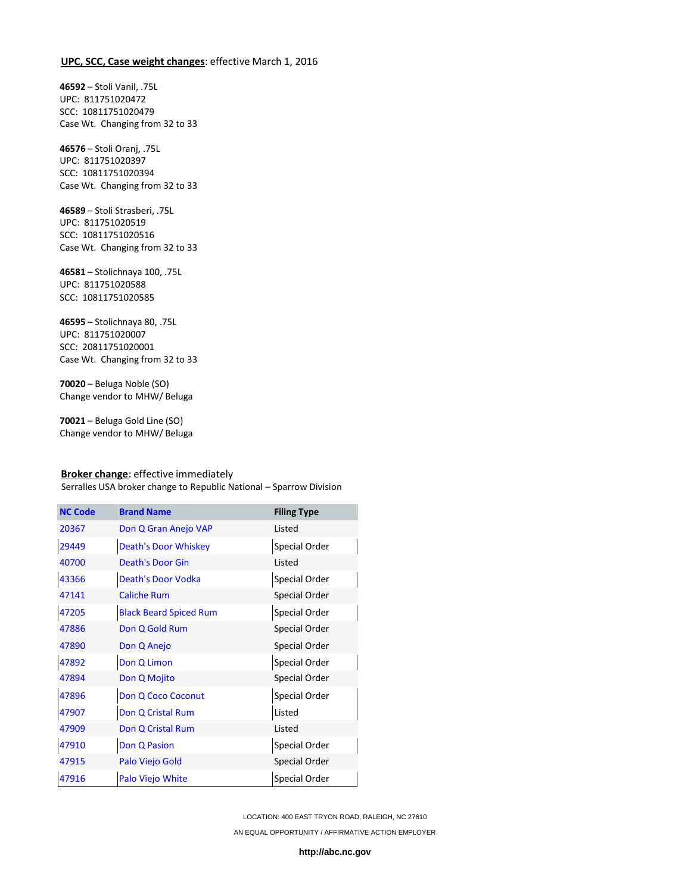**UPC, SCC, Case weight changes**: effective March 1, 2016

**46592** – Stoli Vanil, .75L
UPC: 811751020472
SCC: 10811751020479
Case Wt. Changing from 32 to 33

**46576** – Stoli Oranj, .75L
UPC: 811751020397
SCC: 10811751020394
Case Wt. Changing from 32 to 33

**46589** – Stoli Strasberi, .75L
UPC: 811751020519
SCC: 10811751020516
Case Wt. Changing from 32 to 33

**46581** – Stolichnaya 100, .75L
UPC: 811751020588
SCC: 10811751020585

**46595** – Stolichnaya 80, .75L
UPC: 811751020007
SCC: 20811751020001
Case Wt. Changing from 32 to 33

**70020** – Beluga Noble (SO)
Change vendor to MHW/ Beluga

**70021** – Beluga Gold Line (SO)
Change vendor to MHW/ Beluga

**Broker change**: effective immediately
Serralles USA broker change to Republic National – Sparrow Division

| NC Code | Brand Name | Filing Type |
|---|---|---|
| 20367 | Don Q Gran Anejo VAP | Listed |
| 29449 | Death's Door Whiskey | Special Order |
| 40700 | Death's Door Gin | Listed |
| 43366 | Death's Door Vodka | Special Order |
| 47141 | Caliche Rum | Special Order |
| 47205 | Black Beard Spiced Rum | Special Order |
| 47886 | Don Q Gold Rum | Special Order |
| 47890 | Don Q Anejo | Special Order |
| 47892 | Don Q Limon | Special Order |
| 47894 | Don Q Mojito | Special Order |
| 47896 | Don Q Coco Coconut | Special Order |
| 47907 | Don Q Cristal Rum | Listed |
| 47909 | Don Q Cristal Rum | Listed |
| 47910 | Don Q Pasion | Special Order |
| 47915 | Palo Viejo Gold | Special Order |
| 47916 | Palo Viejo White | Special Order |

LOCATION: 400 EAST TRYON ROAD, RALEIGH, NC 27610

AN EQUAL OPPORTUNITY / AFFIRMATIVE ACTION EMPLOYER

**http://abc.nc.gov**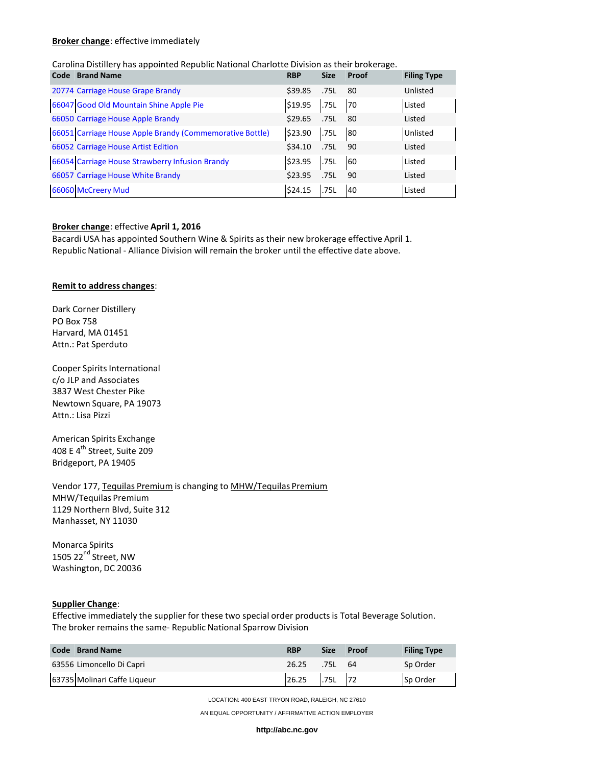**Broker change**: effective immediately

Carolina Distillery has appointed Republic National Charlotte Division as their brokerage.

| Code | Brand Name | RBP | Size | Proof | Filing Type |
|---|---|---|---|---|---|
| 20774 | Carriage House Grape Brandy | $39.85 | .75L | 80 | Unlisted |
| 66047 | Good Old Mountain Shine Apple Pie | $19.95 | .75L | 70 | Listed |
| 66050 | Carriage House Apple Brandy | $29.65 | .75L | 80 | Listed |
| 66051 | Carriage House Apple Brandy (Commemorative Bottle) | $23.90 | .75L | 80 | Unlisted |
| 66052 | Carriage House Artist Edition | $34.10 | .75L | 90 | Listed |
| 66054 | Carriage House Strawberry Infusion Brandy | $23.95 | .75L | 60 | Listed |
| 66057 | Carriage House White Brandy | $23.95 | .75L | 90 | Listed |
| 66060 | McCreery Mud | $24.15 | .75L | 40 | Listed |

**Broker change**: effective **April 1, 2016**

Bacardi USA has appointed Southern Wine & Spirits as their new brokerage effective April 1.
Republic National - Alliance Division will remain the broker until the effective date above.

**Remit to address changes**:

Dark Corner Distillery
PO Box 758
Harvard, MA 01451
Attn.: Pat Sperduto

Cooper Spirits International
c/o JLP and Associates
3837 West Chester Pike
Newtown Square, PA 19073
Attn.: Lisa Pizzi

American Spirits Exchange
408 E 4th Street, Suite 209
Bridgeport, PA 19405

Vendor 177, Tequilas Premium is changing to MHW/Tequilas Premium
MHW/Tequilas Premium
1129 Northern Blvd, Suite 312
Manhasset, NY 11030

Monarca Spirits
1505 22nd Street, NW
Washington, DC 20036

**Supplier Change**:

Effective immediately the supplier for these two special order products is Total Beverage Solution.
The broker remains the same- Republic National Sparrow Division

| Code | Brand Name | RBP | Size | Proof | Filing Type |
|---|---|---|---|---|---|
| 63556 | Limoncello Di Capri | 26.25 | .75L | 64 | Sp Order |
| 63735 | Molinari Caffe Liqueur | 26.25 | .75L | 72 | Sp Order |

LOCATION: 400 EAST TRYON ROAD, RALEIGH, NC 27610

AN EQUAL OPPORTUNITY / AFFIRMATIVE ACTION EMPLOYER

**http://abc.nc.gov**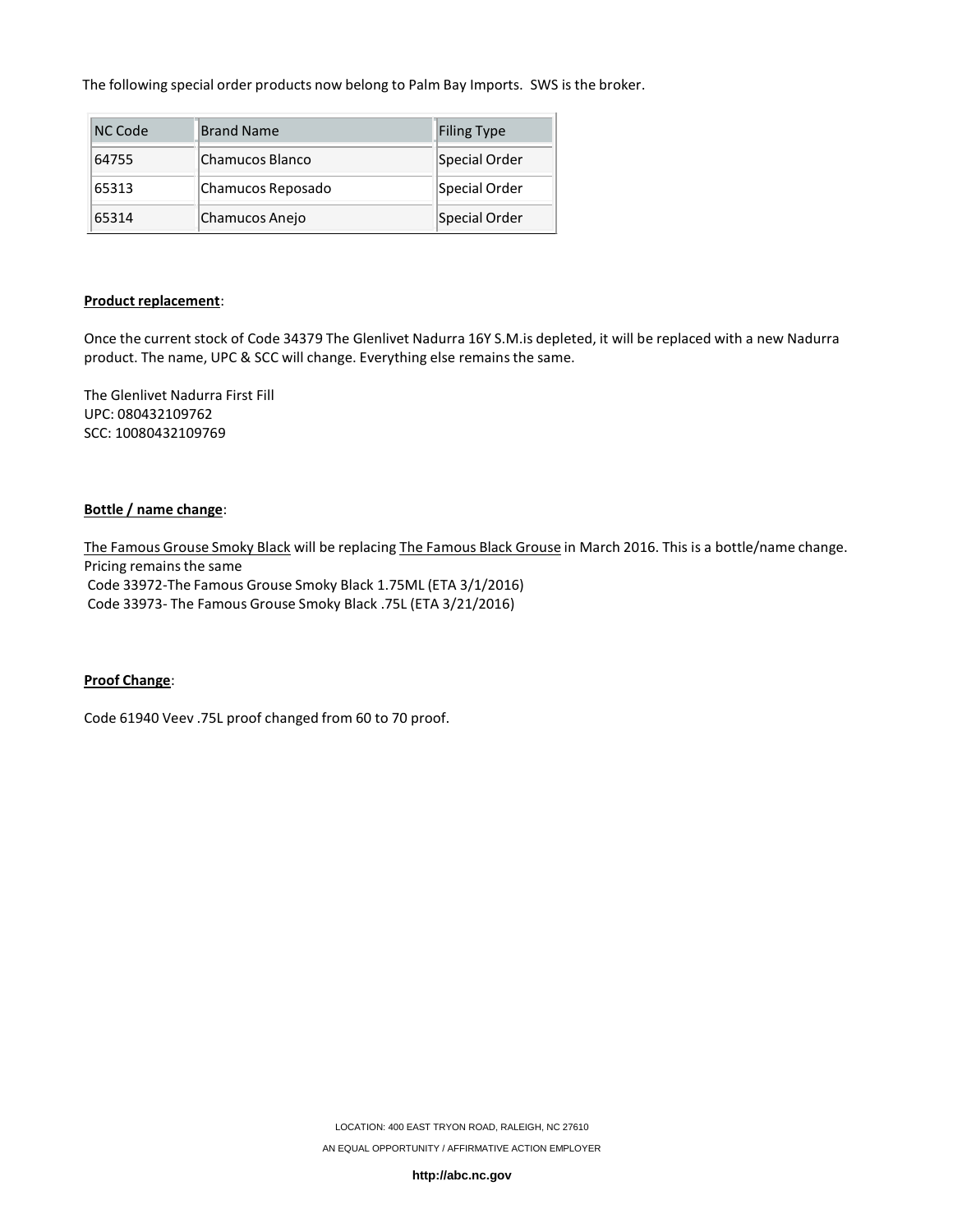The following special order products now belong to Palm Bay Imports. SWS is the broker.

| NC Code | Brand Name | Filing Type |
|---|---|---|
| 64755 | Chamucos Blanco | Special Order |
| 65313 | Chamucos Reposado | Special Order |
| 65314 | Chamucos Anejo | Special Order |

**Product replacement**:

Once the current stock of Code 34379 The Glenlivet Nadurra 16Y S.M.is depleted, it will be replaced with a new Nadurra product. The name, UPC & SCC will change. Everything else remains the same.

The Glenlivet Nadurra First Fill
UPC: 080432109762
SCC: 10080432109769

**Bottle / name change**:

The Famous Grouse Smoky Black will be replacing The Famous Black Grouse in March 2016. This is a bottle/name change. Pricing remains the same
Code 33972-The Famous Grouse Smoky Black 1.75ML (ETA 3/1/2016)
Code 33973- The Famous Grouse Smoky Black .75L (ETA 3/21/2016)

**Proof Change**:

Code 61940 Veev .75L proof changed from 60 to 70 proof.

LOCATION: 400 EAST TRYON ROAD, RALEIGH, NC 27610

AN EQUAL OPPORTUNITY / AFFIRMATIVE ACTION EMPLOYER

**http://abc.nc.gov**